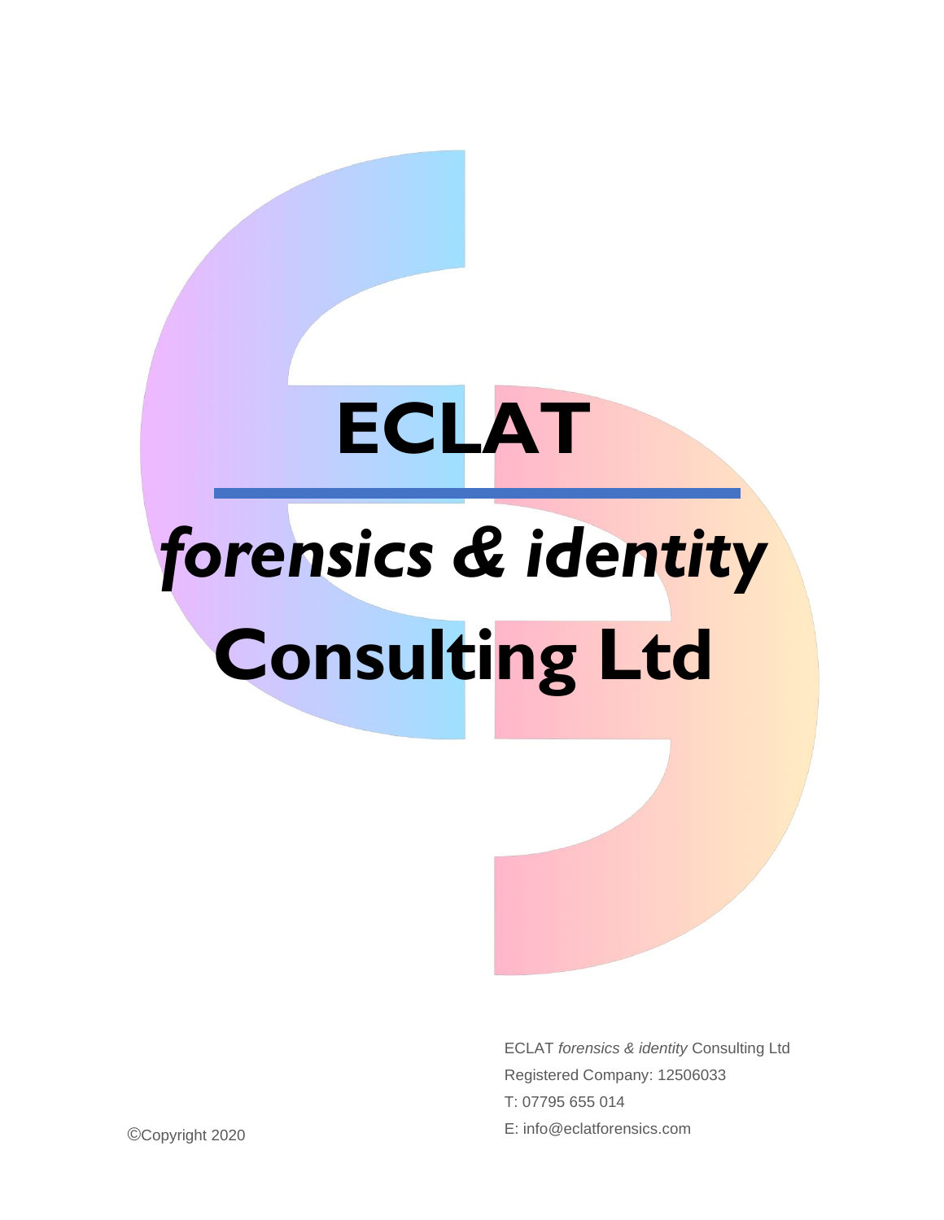# ECLAT

---

## *forensics & identity*

## Consulting Ltd

ECLAT *forensics & identity* Consulting Ltd
Registered Company: 12506033
T: 07795 655 014
E: info@eclatforensics.com

©Copyright 2020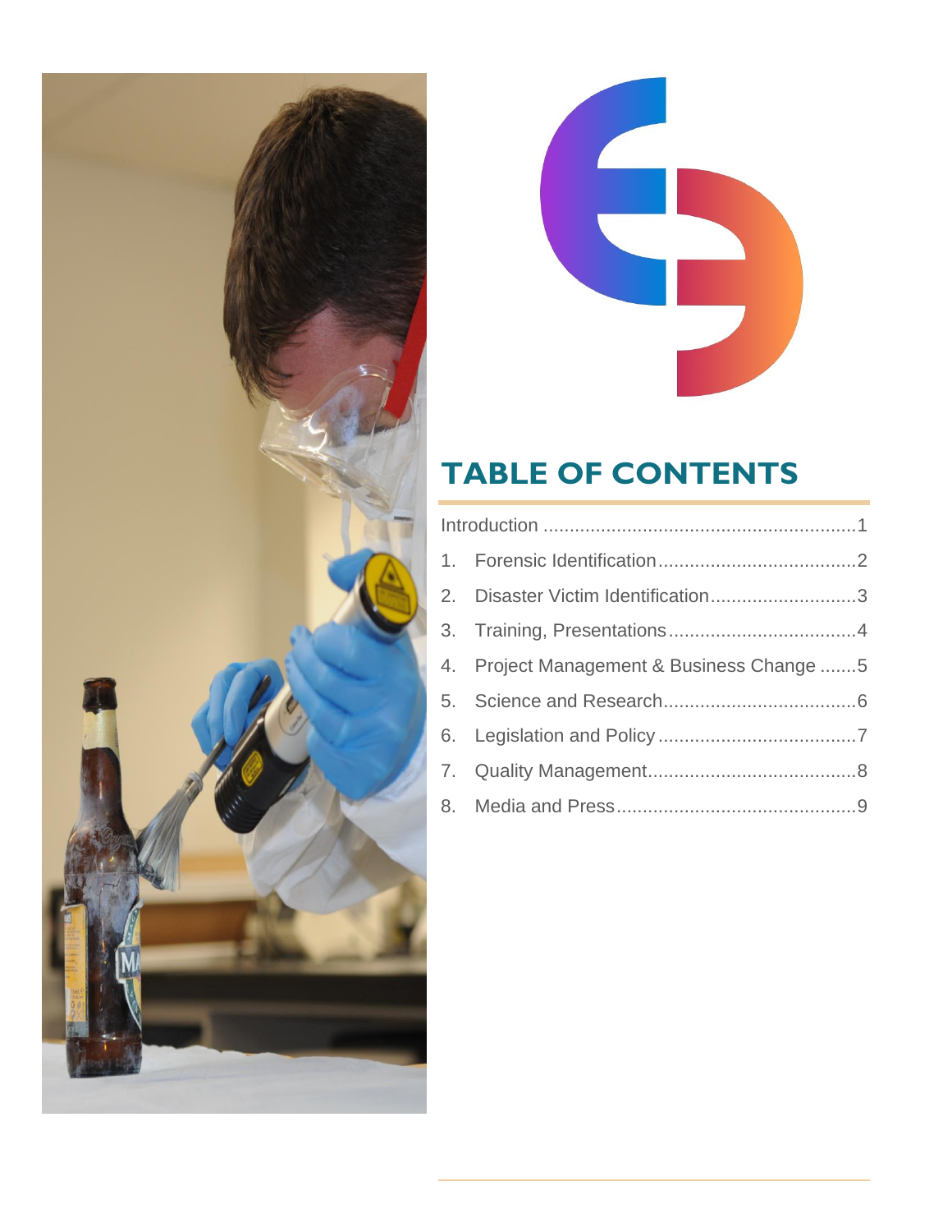# TABLE OF CONTENTS

Introduction ............................................................1

1. Forensic Identification.....................................2
2. Disaster Victim Identification............................3
3. Training, Presentations...................................4
4. Project Management & Business Change .......5
5. Science and Research....................................6
6. Legislation and Policy.....................................7
7. Quality Management.......................................8
8. Media and Press.............................................9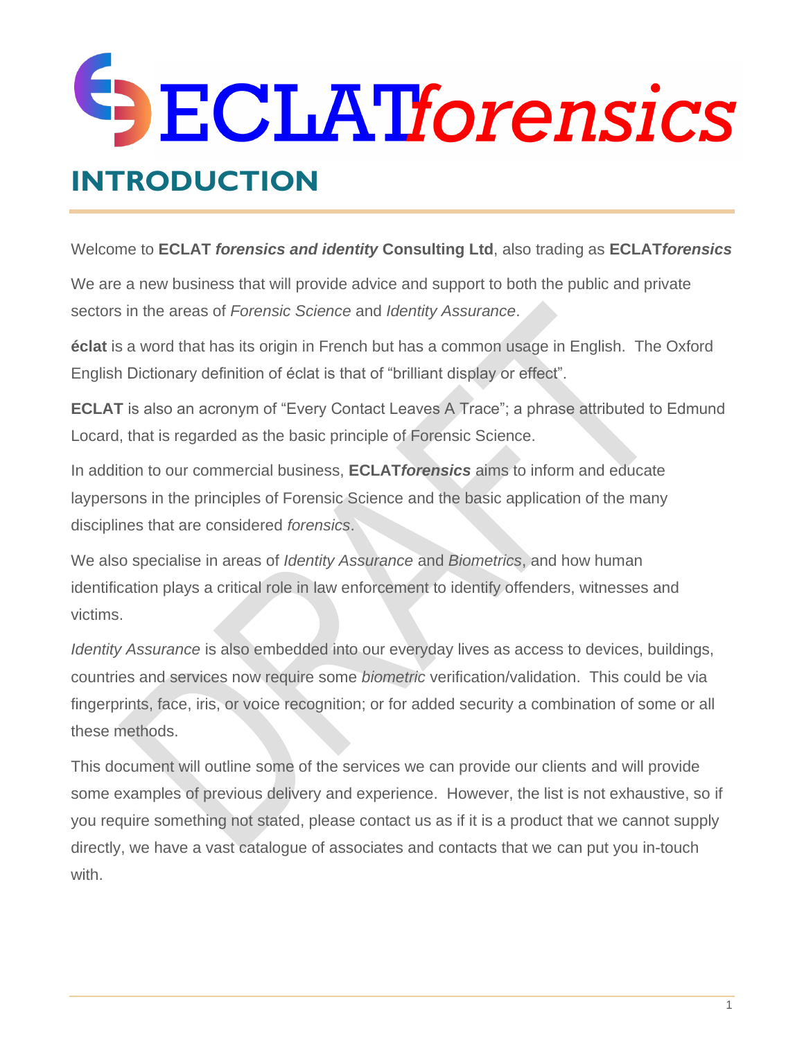# ECLAT*forensics*

## INTRODUCTION

Welcome to **ECLAT *forensics and identity* Consulting Ltd**, also trading as **ECLAT*forensics***

We are a new business that will provide advice and support to both the public and private sectors in the areas of *Forensic Science* and *Identity Assurance*.

**éclat** is a word that has its origin in French but has a common usage in English. The Oxford English Dictionary definition of éclat is that of "brilliant display or effect".

**ECLAT** is also an acronym of "Every Contact Leaves A Trace"; a phrase attributed to Edmund Locard, that is regarded as the basic principle of Forensic Science.

In addition to our commercial business, **ECLAT*forensics*** aims to inform and educate laypersons in the principles of Forensic Science and the basic application of the many disciplines that are considered *forensics*.

We also specialise in areas of *Identity Assurance* and *Biometrics*, and how human identification plays a critical role in law enforcement to identify offenders, witnesses and victims.

*Identity Assurance* is also embedded into our everyday lives as access to devices, buildings, countries and services now require some *biometric* verification/validation. This could be via fingerprints, face, iris, or voice recognition; or for added security a combination of some or all these methods.

This document will outline some of the services we can provide our clients and will provide some examples of previous delivery and experience. However, the list is not exhaustive, so if you require something not stated, please contact us as if it is a product that we cannot supply directly, we have a vast catalogue of associates and contacts that we can put you in-touch with.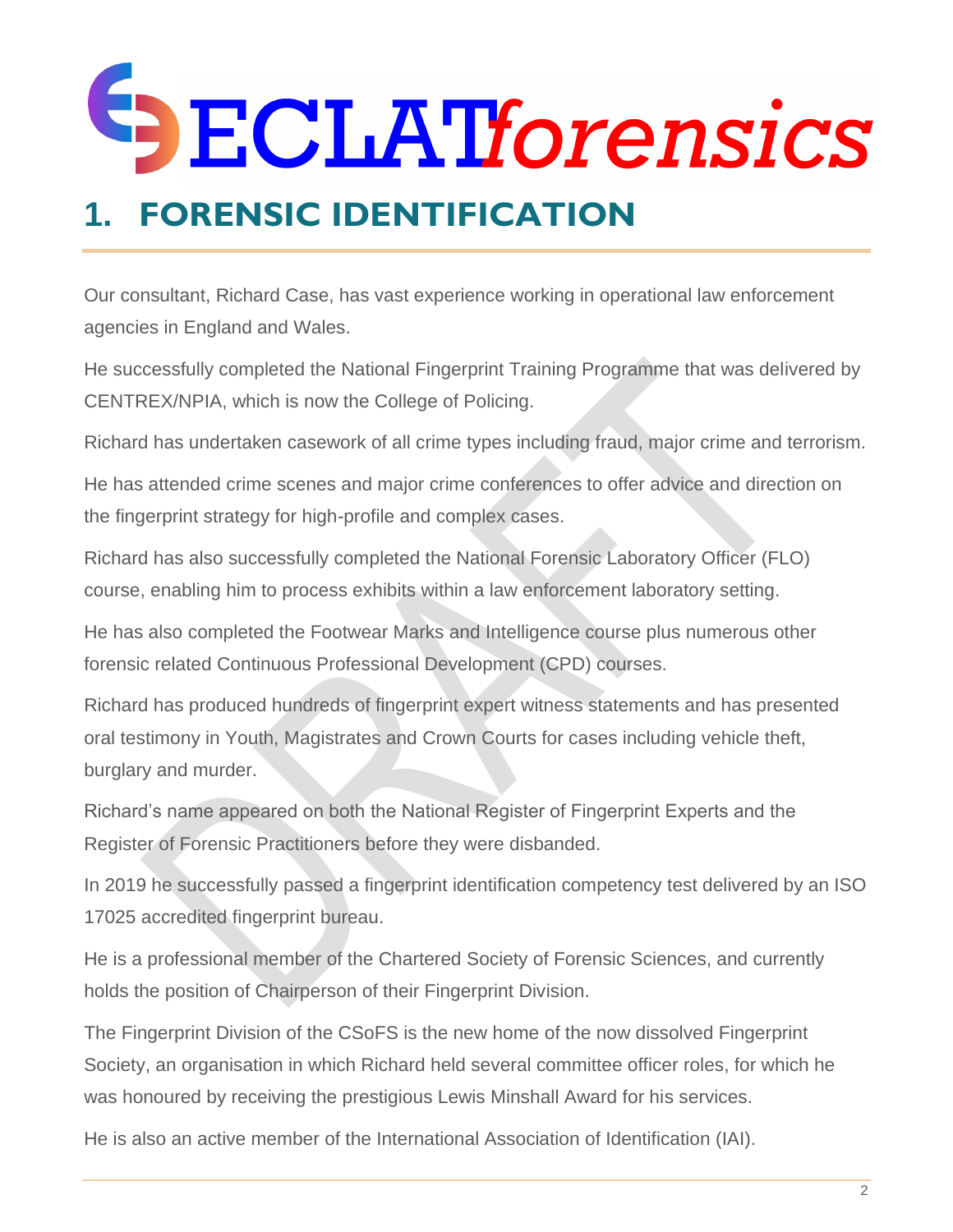# 1. FORENSIC IDENTIFICATION

Our consultant, Richard Case, has vast experience working in operational law enforcement agencies in England and Wales.

He successfully completed the National Fingerprint Training Programme that was delivered by CENTREX/NPIA, which is now the College of Policing.

Richard has undertaken casework of all crime types including fraud, major crime and terrorism.

He has attended crime scenes and major crime conferences to offer advice and direction on the fingerprint strategy for high-profile and complex cases.

Richard has also successfully completed the National Forensic Laboratory Officer (FLO) course, enabling him to process exhibits within a law enforcement laboratory setting.

He has also completed the Footwear Marks and Intelligence course plus numerous other forensic related Continuous Professional Development (CPD) courses.

Richard has produced hundreds of fingerprint expert witness statements and has presented oral testimony in Youth, Magistrates and Crown Courts for cases including vehicle theft, burglary and murder.

Richard's name appeared on both the National Register of Fingerprint Experts and the Register of Forensic Practitioners before they were disbanded.

In 2019 he successfully passed a fingerprint identification competency test delivered by an ISO 17025 accredited fingerprint bureau.

He is a professional member of the Chartered Society of Forensic Sciences, and currently holds the position of Chairperson of their Fingerprint Division.

The Fingerprint Division of the CSoFS is the new home of the now dissolved Fingerprint Society, an organisation in which Richard held several committee officer roles, for which he was honoured by receiving the prestigious Lewis Minshall Award for his services.

He is also an active member of the International Association of Identification (IAI).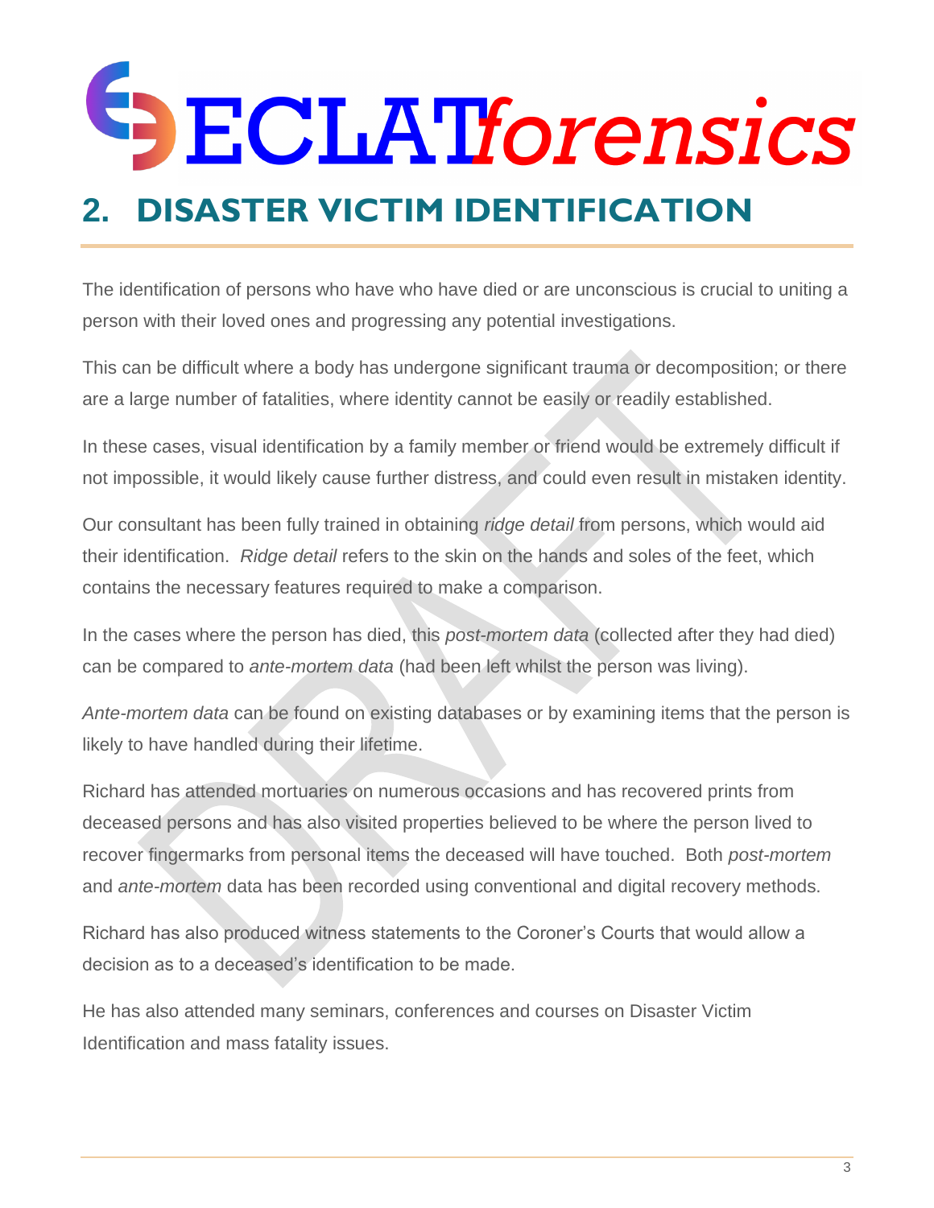# 2. DISASTER VICTIM IDENTIFICATION

The identification of persons who have who have died or are unconscious is crucial to uniting a person with their loved ones and progressing any potential investigations.

This can be difficult where a body has undergone significant trauma or decomposition; or there are a large number of fatalities, where identity cannot be easily or readily established.

In these cases, visual identification by a family member or friend would be extremely difficult if not impossible, it would likely cause further distress, and could even result in mistaken identity.

Our consultant has been fully trained in obtaining *ridge detail* from persons, which would aid their identification. *Ridge detail* refers to the skin on the hands and soles of the feet, which contains the necessary features required to make a comparison.

In the cases where the person has died, this *post-mortem data* (collected after they had died) can be compared to *ante-mortem data* (had been left whilst the person was living).

*Ante-mortem data* can be found on existing databases or by examining items that the person is likely to have handled during their lifetime.

Richard has attended mortuaries on numerous occasions and has recovered prints from deceased persons and has also visited properties believed to be where the person lived to recover fingermarks from personal items the deceased will have touched. Both *post-mortem* and *ante-mortem* data has been recorded using conventional and digital recovery methods.

Richard has also produced witness statements to the Coroner's Courts that would allow a decision as to a deceased's identification to be made.

He has also attended many seminars, conferences and courses on Disaster Victim Identification and mass fatality issues.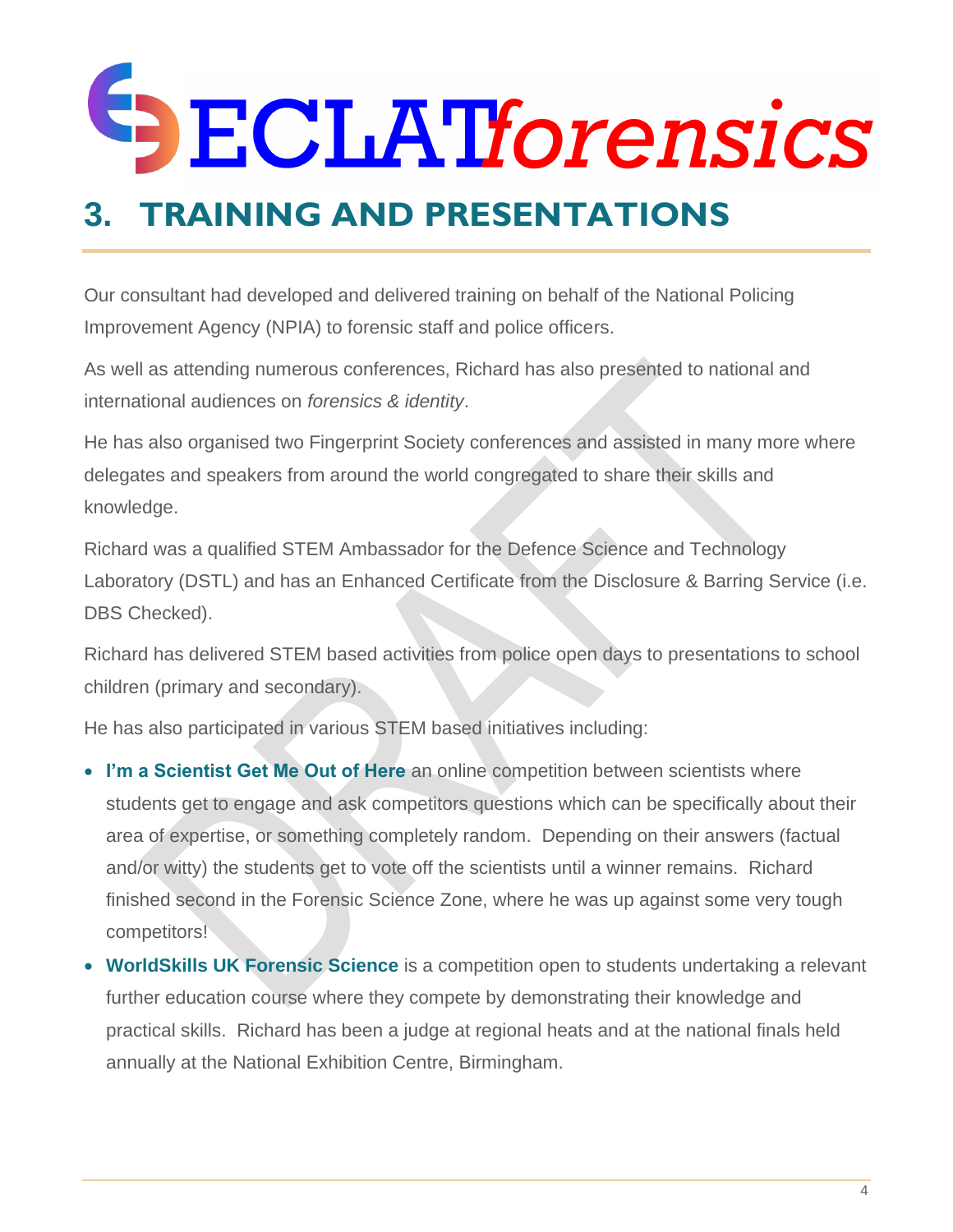# 3. TRAINING AND PRESENTATIONS

Our consultant had developed and delivered training on behalf of the National Policing Improvement Agency (NPIA) to forensic staff and police officers.

As well as attending numerous conferences, Richard has also presented to national and international audiences on *forensics & identity*.

He has also organised two Fingerprint Society conferences and assisted in many more where delegates and speakers from around the world congregated to share their skills and knowledge.

Richard was a qualified STEM Ambassador for the Defence Science and Technology Laboratory (DSTL) and has an Enhanced Certificate from the Disclosure & Barring Service (i.e. DBS Checked).

Richard has delivered STEM based activities from police open days to presentations to school children (primary and secondary).

He has also participated in various STEM based initiatives including:

- **I'm a Scientist Get Me Out of Here** an online competition between scientists where students get to engage and ask competitors questions which can be specifically about their area of expertise, or something completely random. Depending on their answers (factual and/or witty) the students get to vote off the scientists until a winner remains. Richard finished second in the Forensic Science Zone, where he was up against some very tough competitors!
- **WorldSkills UK Forensic Science** is a competition open to students undertaking a relevant further education course where they compete by demonstrating their knowledge and practical skills. Richard has been a judge at regional heats and at the national finals held annually at the National Exhibition Centre, Birmingham.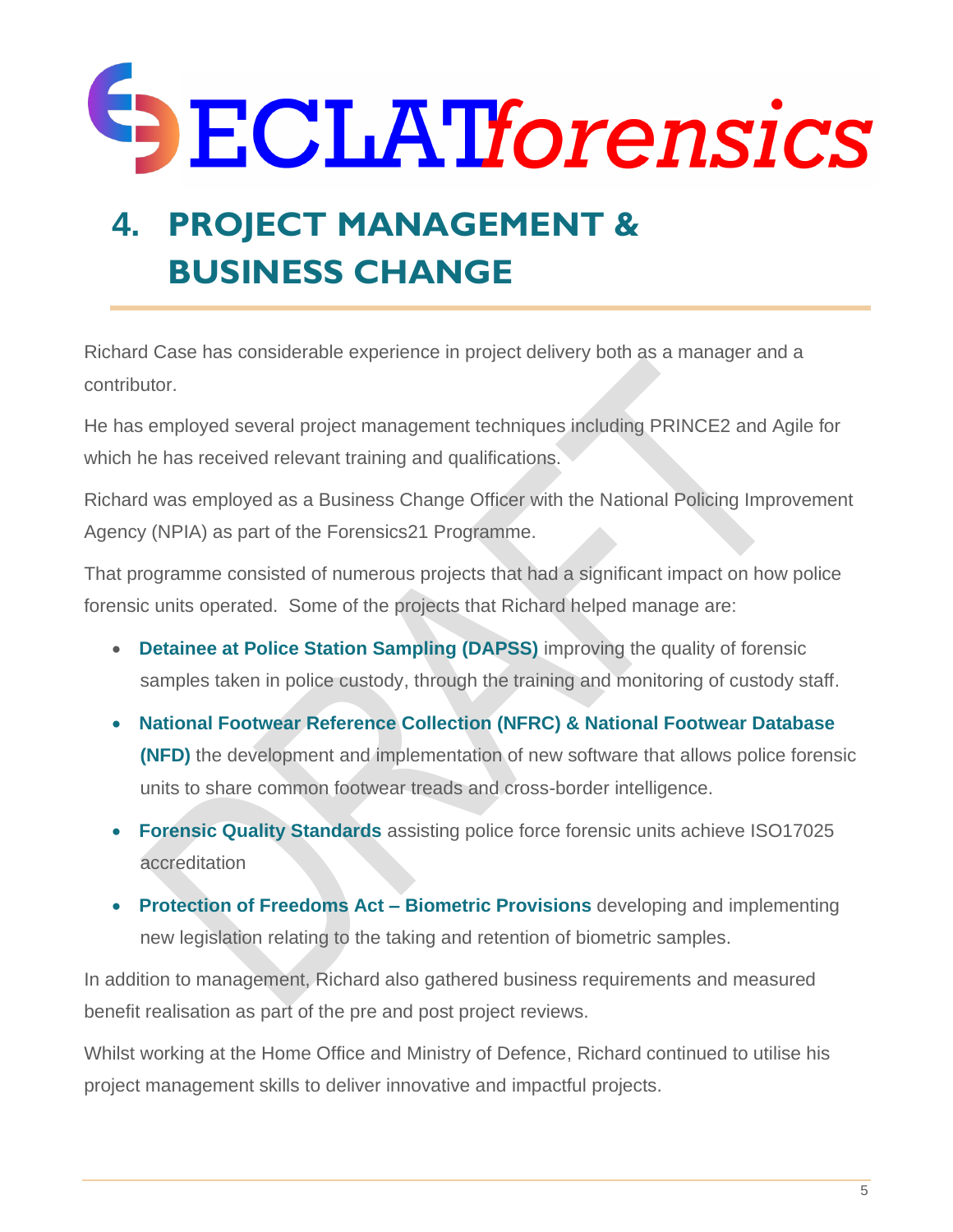# 4. PROJECT MANAGEMENT & BUSINESS CHANGE

Richard Case has considerable experience in project delivery both as a manager and a contributor.

He has employed several project management techniques including PRINCE2 and Agile for which he has received relevant training and qualifications.

Richard was employed as a Business Change Officer with the National Policing Improvement Agency (NPIA) as part of the Forensics21 Programme.

That programme consisted of numerous projects that had a significant impact on how police forensic units operated. Some of the projects that Richard helped manage are:

- **Detainee at Police Station Sampling (DAPSS)** improving the quality of forensic samples taken in police custody, through the training and monitoring of custody staff.
- **National Footwear Reference Collection (NFRC) & National Footwear Database (NFD)** the development and implementation of new software that allows police forensic units to share common footwear treads and cross-border intelligence.
- **Forensic Quality Standards** assisting police force forensic units achieve ISO17025 accreditation
- **Protection of Freedoms Act – Biometric Provisions** developing and implementing new legislation relating to the taking and retention of biometric samples.

In addition to management, Richard also gathered business requirements and measured benefit realisation as part of the pre and post project reviews.

Whilst working at the Home Office and Ministry of Defence, Richard continued to utilise his project management skills to deliver innovative and impactful projects.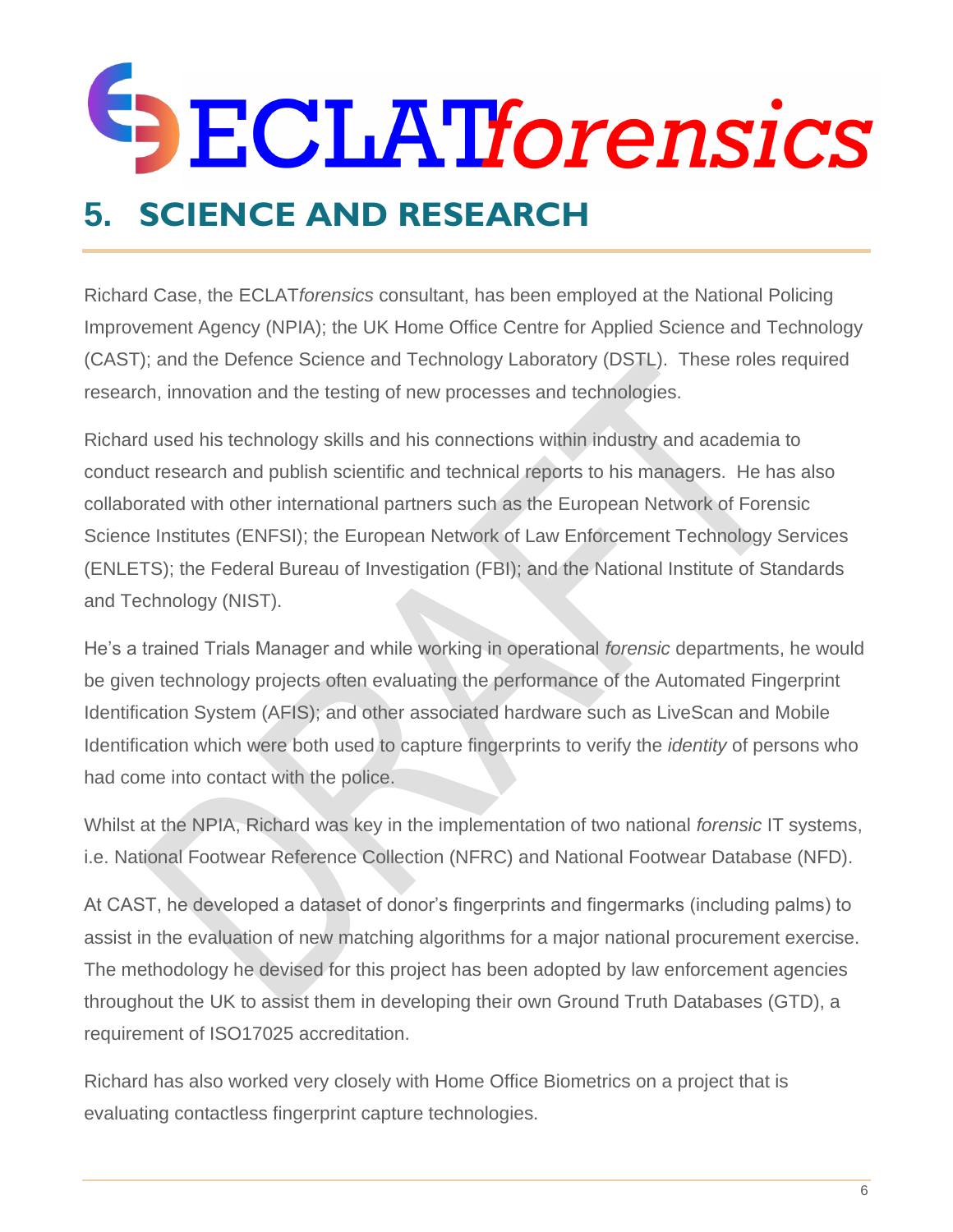# 5. SCIENCE AND RESEARCH

Richard Case, the ECLAT*forensics* consultant, has been employed at the National Policing Improvement Agency (NPIA); the UK Home Office Centre for Applied Science and Technology (CAST); and the Defence Science and Technology Laboratory (DSTL). These roles required research, innovation and the testing of new processes and technologies.

Richard used his technology skills and his connections within industry and academia to conduct research and publish scientific and technical reports to his managers. He has also collaborated with other international partners such as the European Network of Forensic Science Institutes (ENFSI); the European Network of Law Enforcement Technology Services (ENLETS); the Federal Bureau of Investigation (FBI); and the National Institute of Standards and Technology (NIST).

He's a trained Trials Manager and while working in operational *forensic* departments, he would be given technology projects often evaluating the performance of the Automated Fingerprint Identification System (AFIS); and other associated hardware such as LiveScan and Mobile Identification which were both used to capture fingerprints to verify the *identity* of persons who had come into contact with the police.

Whilst at the NPIA, Richard was key in the implementation of two national *forensic* IT systems, i.e. National Footwear Reference Collection (NFRC) and National Footwear Database (NFD).

At CAST, he developed a dataset of donor's fingerprints and fingermarks (including palms) to assist in the evaluation of new matching algorithms for a major national procurement exercise. The methodology he devised for this project has been adopted by law enforcement agencies throughout the UK to assist them in developing their own Ground Truth Databases (GTD), a requirement of ISO17025 accreditation.

Richard has also worked very closely with Home Office Biometrics on a project that is evaluating contactless fingerprint capture technologies.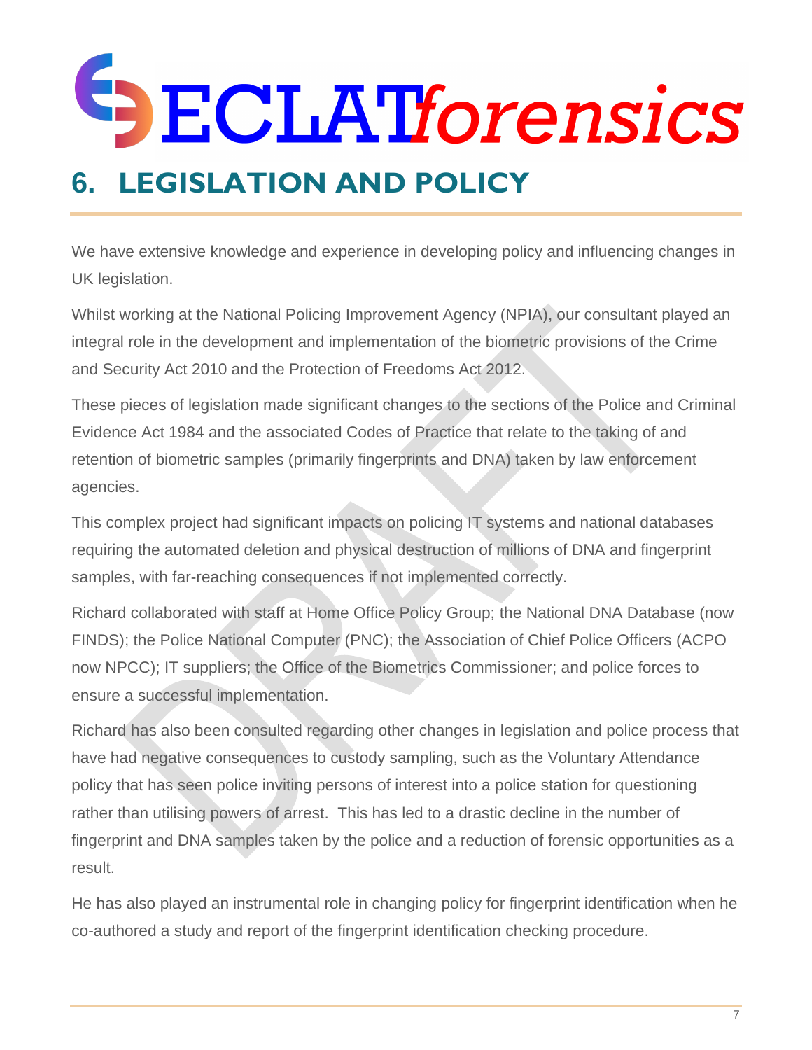# 6. LEGISLATION AND POLICY

We have extensive knowledge and experience in developing policy and influencing changes in UK legislation.

Whilst working at the National Policing Improvement Agency (NPIA), our consultant played an integral role in the development and implementation of the biometric provisions of the Crime and Security Act 2010 and the Protection of Freedoms Act 2012.

These pieces of legislation made significant changes to the sections of the Police and Criminal Evidence Act 1984 and the associated Codes of Practice that relate to the taking of and retention of biometric samples (primarily fingerprints and DNA) taken by law enforcement agencies.

This complex project had significant impacts on policing IT systems and national databases requiring the automated deletion and physical destruction of millions of DNA and fingerprint samples, with far-reaching consequences if not implemented correctly.

Richard collaborated with staff at Home Office Policy Group; the National DNA Database (now FINDS); the Police National Computer (PNC); the Association of Chief Police Officers (ACPO now NPCC); IT suppliers; the Office of the Biometrics Commissioner; and police forces to ensure a successful implementation.

Richard has also been consulted regarding other changes in legislation and police process that have had negative consequences to custody sampling, such as the Voluntary Attendance policy that has seen police inviting persons of interest into a police station for questioning rather than utilising powers of arrest. This has led to a drastic decline in the number of fingerprint and DNA samples taken by the police and a reduction of forensic opportunities as a result.

He has also played an instrumental role in changing policy for fingerprint identification when he co-authored a study and report of the fingerprint identification checking procedure.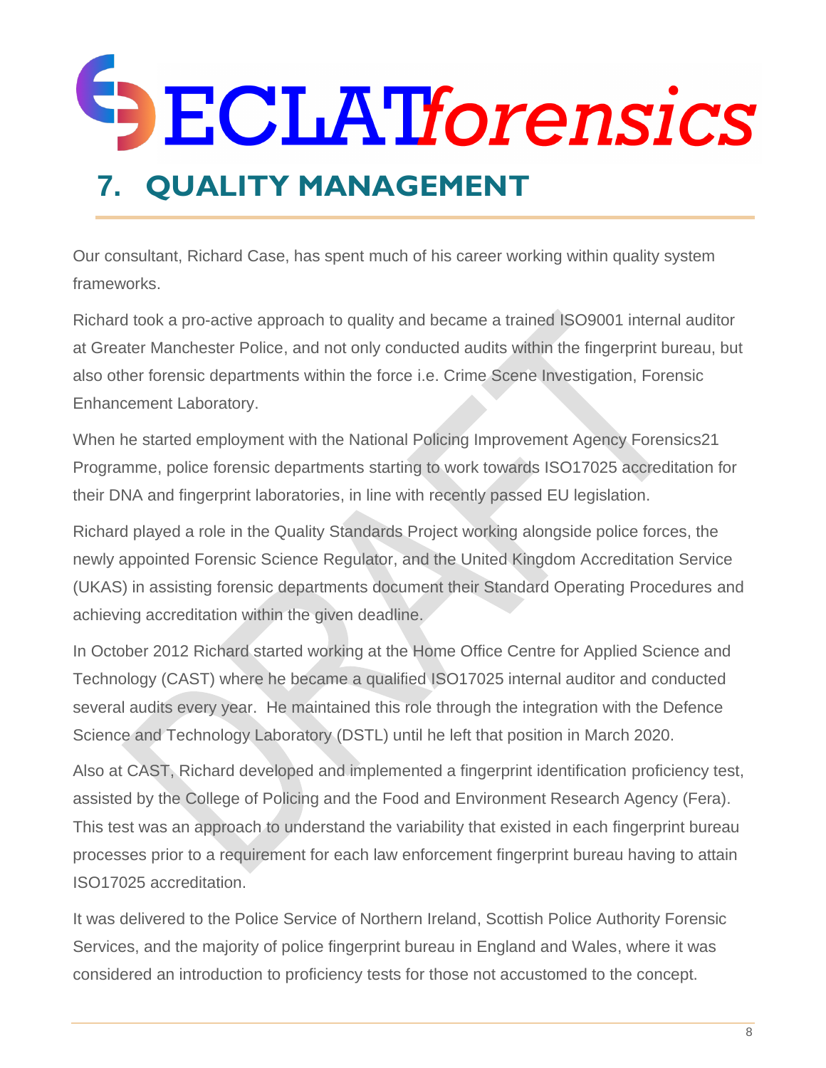# 7. QUALITY MANAGEMENT

Our consultant, Richard Case, has spent much of his career working within quality system frameworks.

Richard took a pro-active approach to quality and became a trained ISO9001 internal auditor at Greater Manchester Police, and not only conducted audits within the fingerprint bureau, but also other forensic departments within the force i.e. Crime Scene Investigation, Forensic Enhancement Laboratory.

When he started employment with the National Policing Improvement Agency Forensics21 Programme, police forensic departments starting to work towards ISO17025 accreditation for their DNA and fingerprint laboratories, in line with recently passed EU legislation.

Richard played a role in the Quality Standards Project working alongside police forces, the newly appointed Forensic Science Regulator, and the United Kingdom Accreditation Service (UKAS) in assisting forensic departments document their Standard Operating Procedures and achieving accreditation within the given deadline.

In October 2012 Richard started working at the Home Office Centre for Applied Science and Technology (CAST) where he became a qualified ISO17025 internal auditor and conducted several audits every year. He maintained this role through the integration with the Defence Science and Technology Laboratory (DSTL) until he left that position in March 2020.

Also at CAST, Richard developed and implemented a fingerprint identification proficiency test, assisted by the College of Policing and the Food and Environment Research Agency (Fera). This test was an approach to understand the variability that existed in each fingerprint bureau processes prior to a requirement for each law enforcement fingerprint bureau having to attain ISO17025 accreditation.

It was delivered to the Police Service of Northern Ireland, Scottish Police Authority Forensic Services, and the majority of police fingerprint bureau in England and Wales, where it was considered an introduction to proficiency tests for those not accustomed to the concept.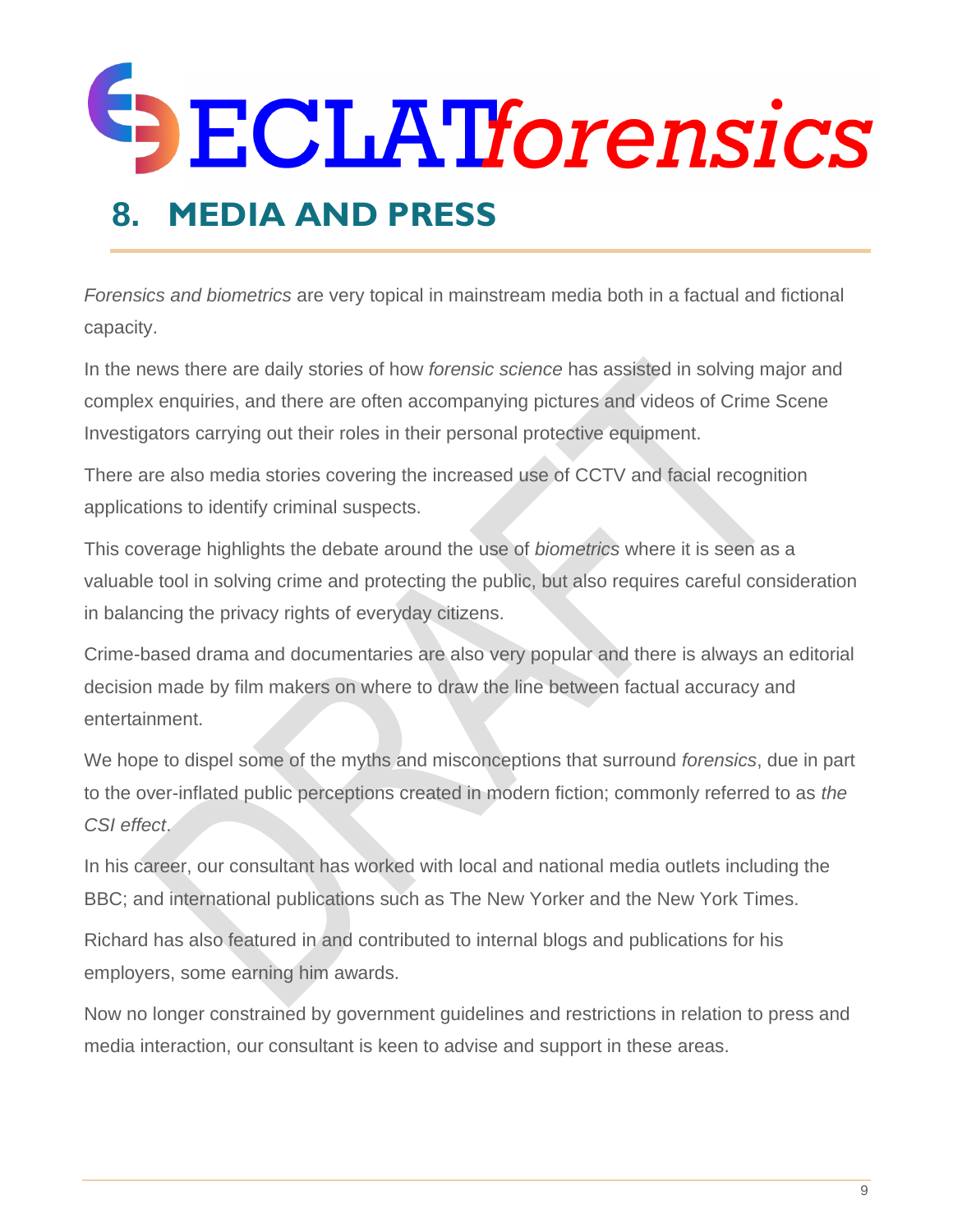## 8. MEDIA AND PRESS

*Forensics and biometrics* are very topical in mainstream media both in a factual and fictional capacity.

In the news there are daily stories of how *forensic science* has assisted in solving major and complex enquiries, and there are often accompanying pictures and videos of Crime Scene Investigators carrying out their roles in their personal protective equipment.

There are also media stories covering the increased use of CCTV and facial recognition applications to identify criminal suspects.

This coverage highlights the debate around the use of *biometrics* where it is seen as a valuable tool in solving crime and protecting the public, but also requires careful consideration in balancing the privacy rights of everyday citizens.

Crime-based drama and documentaries are also very popular and there is always an editorial decision made by film makers on where to draw the line between factual accuracy and entertainment.

We hope to dispel some of the myths and misconceptions that surround *forensics*, due in part to the over-inflated public perceptions created in modern fiction; commonly referred to as *the CSI effect*.

In his career, our consultant has worked with local and national media outlets including the BBC; and international publications such as The New Yorker and the New York Times.

Richard has also featured in and contributed to internal blogs and publications for his employers, some earning him awards.

Now no longer constrained by government guidelines and restrictions in relation to press and media interaction, our consultant is keen to advise and support in these areas.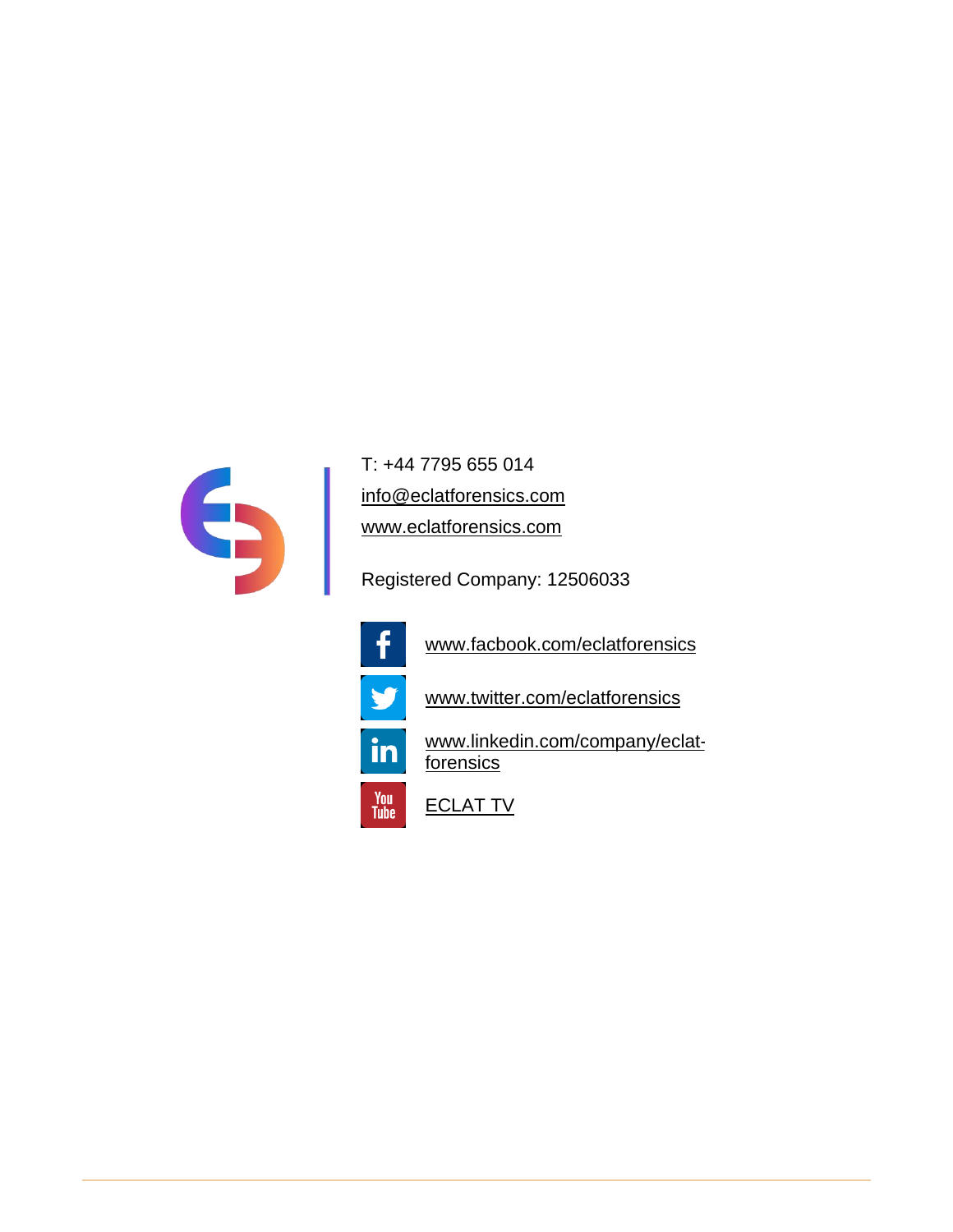T: +44 7795 655 014

info@eclatforensics.com

www.eclatforensics.com

Registered Company: 12506033

www.facbook.com/eclatforensics

www.twitter.com/eclatforensics

www.linkedin.com/company/eclat-forensics

ECLAT TV